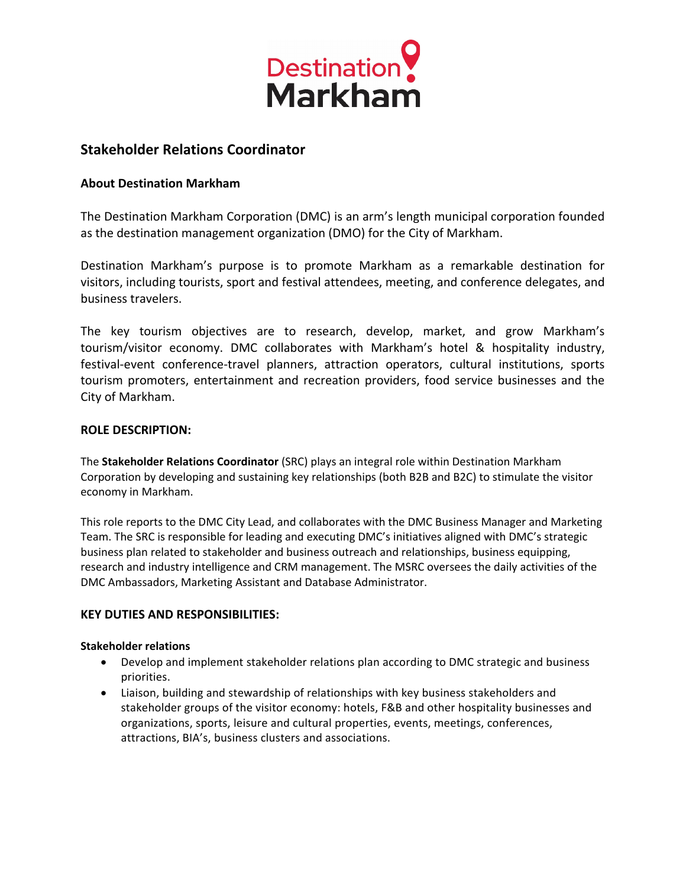# Stakeholder Relations Coordinator

## About Destination Markham

The Destination Markham Corporation (DMC) is an arm's length municipal corporation founded as the destination management organization (DMO) for the City of Markham.

Destination Markham's purpose is to promote Markham as a remarkable destination for visitors, including tourists, sport and festival attendees, meeting, and conference delegates, and business travelers.

The key tourism objectives are to research, develop, market, and grow Markham's tourism/visitor economy. DMC collaborates with Markham's hotel & hospitality industry, festival-event conference-travel planners, attraction operators, cultural institutions, sports tourism promoters, entertainment and recreation providers, food service businesses and the City of Markham.

## ROLE DESCRIPTION:

The **Stakeholder Relations Coordinator** (SRC) plays an integral role within Destination Markham Corporation by developing and sustaining key relationships (both B2B and B2C) to stimulate the visitor economy in Markham.

This role reports to the DMC City Lead, and collaborates with the DMC Business Manager and Marketing Team. The SRC is responsible for leading and executing DMC's initiatives aligned with DMC's strategic business plan related to stakeholder and business outreach and relationships, business equipping, research and industry intelligence and CRM management. The MSRC oversees the daily activities of the DMC Ambassadors, Marketing Assistant and Database Administrator.

## KEY DUTIES AND RESPONSIBILITIES:

### Stakeholder relations

- Develop and implement stakeholder relations plan according to DMC strategic and business priorities.
- Liaison, building and stewardship of relationships with key business stakeholders and stakeholder groups of the visitor economy: hotels, F&B and other hospitality businesses and organizations, sports, leisure and cultural properties, events, meetings, conferences, attractions, BIA's, business clusters and associations.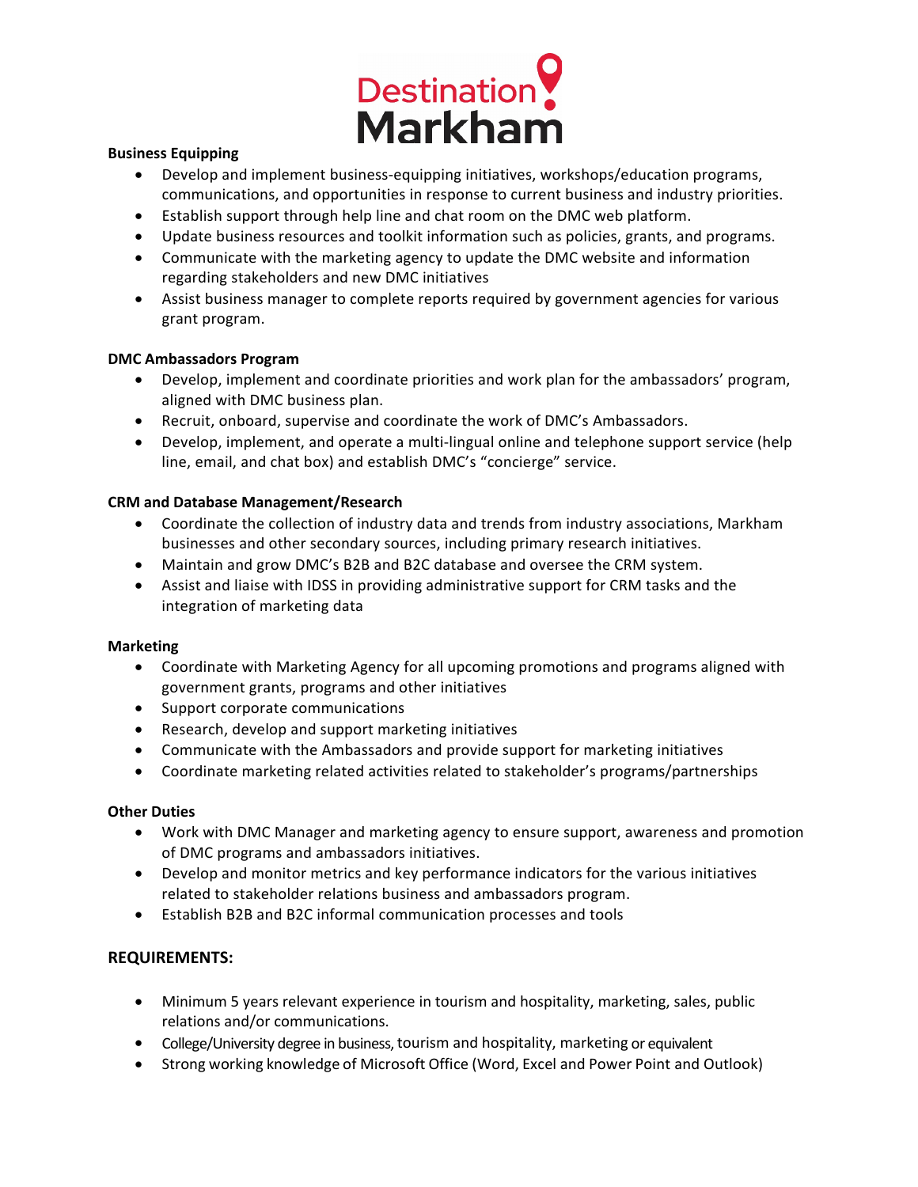**Business Equipping**

- Develop and implement business-equipping initiatives, workshops/education programs, communications, and opportunities in response to current business and industry priorities.
- Establish support through help line and chat room on the DMC web platform.
- Update business resources and toolkit information such as policies, grants, and programs.
- Communicate with the marketing agency to update the DMC website and information regarding stakeholders and new DMC initiatives
- Assist business manager to complete reports required by government agencies for various grant program.

**DMC Ambassadors Program**

- Develop, implement and coordinate priorities and work plan for the ambassadors' program, aligned with DMC business plan.
- Recruit, onboard, supervise and coordinate the work of DMC's Ambassadors.
- Develop, implement, and operate a multi-lingual online and telephone support service (help line, email, and chat box) and establish DMC's "concierge" service.

**CRM and Database Management/Research**

- Coordinate the collection of industry data and trends from industry associations, Markham businesses and other secondary sources, including primary research initiatives.
- Maintain and grow DMC's B2B and B2C database and oversee the CRM system.
- Assist and liaise with IDSS in providing administrative support for CRM tasks and the integration of marketing data

**Marketing**

- Coordinate with Marketing Agency for all upcoming promotions and programs aligned with government grants, programs and other initiatives
- Support corporate communications
- Research, develop and support marketing initiatives
- Communicate with the Ambassadors and provide support for marketing initiatives
- Coordinate marketing related activities related to stakeholder's programs/partnerships

**Other Duties**

- Work with DMC Manager and marketing agency to ensure support, awareness and promotion of DMC programs and ambassadors initiatives.
- Develop and monitor metrics and key performance indicators for the various initiatives related to stakeholder relations business and ambassadors program.
- Establish B2B and B2C informal communication processes and tools

## REQUIREMENTS:

- Minimum 5 years relevant experience in tourism and hospitality, marketing, sales, public relations and/or communications.
- College/University degree in business, tourism and hospitality, marketing or equivalent
- Strong working knowledge of Microsoft Office (Word, Excel and Power Point and Outlook)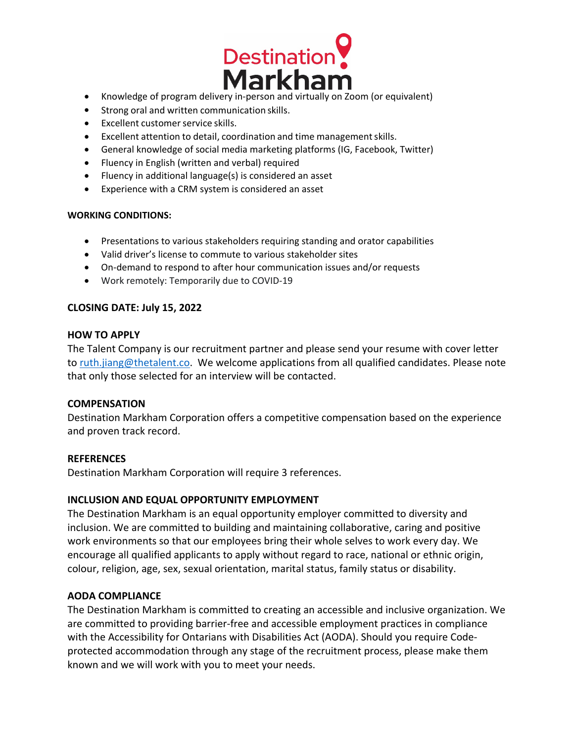- Knowledge of program delivery in-person and virtually on Zoom (or equivalent)
- Strong oral and written communication skills.
- Excellent customer service skills.
- Excellent attention to detail, coordination and time management skills.
- General knowledge of social media marketing platforms (IG, Facebook, Twitter)
- Fluency in English (written and verbal) required
- Fluency in additional language(s) is considered an asset
- Experience with a CRM system is considered an asset

**WORKING CONDITIONS:**

- Presentations to various stakeholders requiring standing and orator capabilities
- Valid driver's license to commute to various stakeholder sites
- On-demand to respond to after hour communication issues and/or requests
- Work remotely: Temporarily due to COVID-19

**CLOSING DATE: July 15, 2022**

**HOW TO APPLY**

The Talent Company is our recruitment partner and please send your resume with cover letter to ruth.jiang@thetalent.co. We welcome applications from all qualified candidates. Please note that only those selected for an interview will be contacted.

**COMPENSATION**

Destination Markham Corporation offers a competitive compensation based on the experience and proven track record.

**REFERENCES**

Destination Markham Corporation will require 3 references.

**INCLUSION AND EQUAL OPPORTUNITY EMPLOYMENT**

The Destination Markham is an equal opportunity employer committed to diversity and inclusion. We are committed to building and maintaining collaborative, caring and positive work environments so that our employees bring their whole selves to work every day. We encourage all qualified applicants to apply without regard to race, national or ethnic origin, colour, religion, age, sex, sexual orientation, marital status, family status or disability.

**AODA COMPLIANCE**

The Destination Markham is committed to creating an accessible and inclusive organization. We are committed to providing barrier-free and accessible employment practices in compliance with the Accessibility for Ontarians with Disabilities Act (AODA). Should you require Code-protected accommodation through any stage of the recruitment process, please make them known and we will work with you to meet your needs.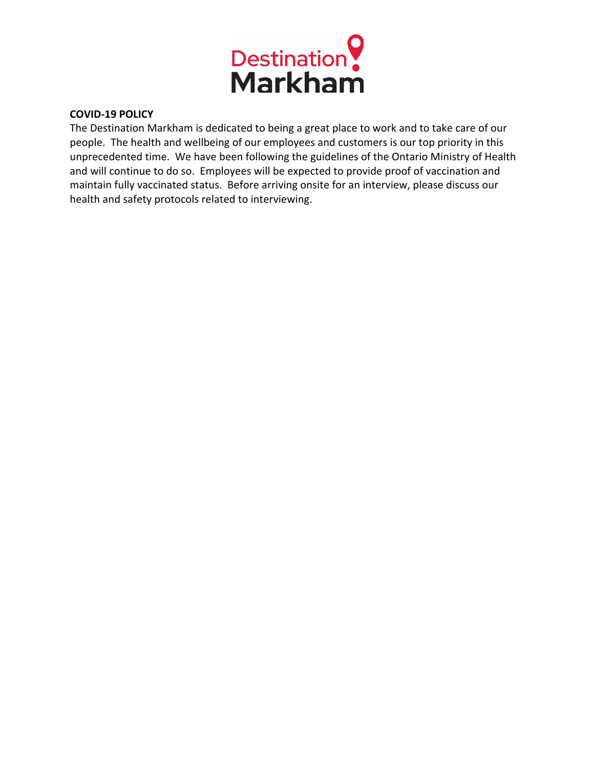Destination Markham

**COVID-19 POLICY**

The Destination Markham is dedicated to being a great place to work and to take care of our people. The health and wellbeing of our employees and customers is our top priority in this unprecedented time. We have been following the guidelines of the Ontario Ministry of Health and will continue to do so. Employees will be expected to provide proof of vaccination and maintain fully vaccinated status. Before arriving onsite for an interview, please discuss our health and safety protocols related to interviewing.